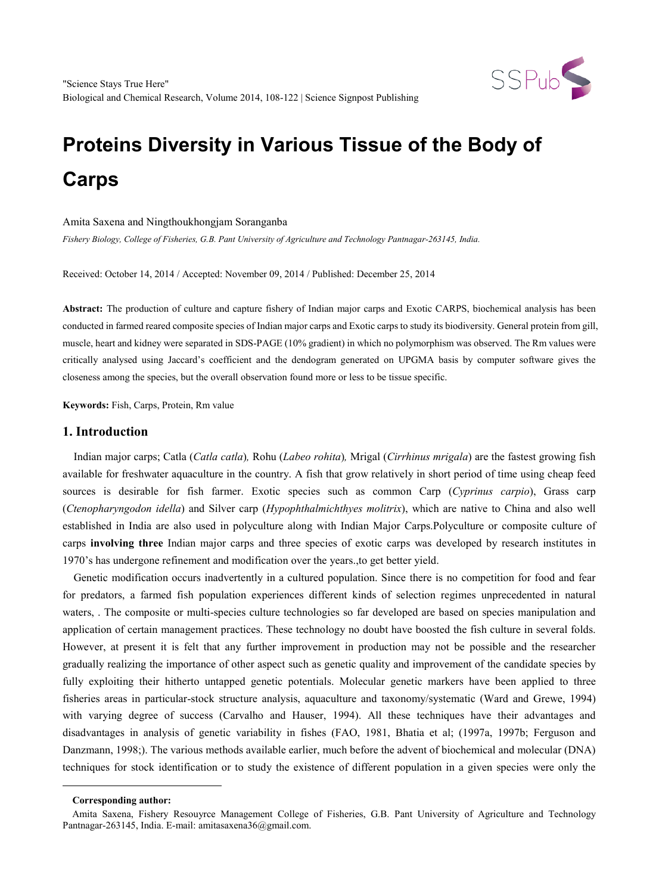"Science Stays True Here"
Biological and Chemical Research, Volume 2014, 108-122 | Science Signpost Publishing

# Proteins Diversity in Various Tissue of the Body of Carps

Amita Saxena and Ningthoukhongjam Soranganba

*Fishery Biology, College of Fisheries, G.B. Pant University of Agriculture and Technology Pantnagar-263145, India.*

Received: October 14, 2014 / Accepted: November 09, 2014 / Published: December 25, 2014

**Abstract:** The production of culture and capture fishery of Indian major carps and Exotic CARPS, biochemical analysis has been conducted in farmed reared composite species of Indian major carps and Exotic carps to study its biodiversity. General protein from gill, muscle, heart and kidney were separated in SDS-PAGE (10% gradient) in which no polymorphism was observed. The Rm values were critically analysed using Jaccard's coefficient and the dendogram generated on UPGMA basis by computer software gives the closeness among the species, but the overall observation found more or less to be tissue specific.

**Keywords:** Fish, Carps, Protein, Rm value

## 1. Introduction

Indian major carps; Catla (*Catla catla*)*,* Rohu (*Labeo rohita*)*,* Mrigal (*Cirrhinus mrigala*) are the fastest growing fish available for freshwater aquaculture in the country. A fish that grow relatively in short period of time using cheap feed sources is desirable for fish farmer. Exotic species such as common Carp (*Cyprinus carpio*), Grass carp (*Ctenopharyngodon idella*) and Silver carp (*Hypophthalmichthyes molitrix*), which are native to China and also well established in India are also used in polyculture along with Indian Major Carps.Polyculture or composite culture of carps **involving three** Indian major carps and three species of exotic carps was developed by research institutes in 1970's has undergone refinement and modification over the years.,to get better yield.

Genetic modification occurs inadvertently in a cultured population. Since there is no competition for food and fear for predators, a farmed fish population experiences different kinds of selection regimes unprecedented in natural waters, . The composite or multi-species culture technologies so far developed are based on species manipulation and application of certain management practices. These technology no doubt have boosted the fish culture in several folds. However, at present it is felt that any further improvement in production may not be possible and the researcher gradually realizing the importance of other aspect such as genetic quality and improvement of the candidate species by fully exploiting their hitherto untapped genetic potentials. Molecular genetic markers have been applied to three fisheries areas in particular-stock structure analysis, aquaculture and taxonomy/systematic (Ward and Grewe, 1994) with varying degree of success (Carvalho and Hauser, 1994). All these techniques have their advantages and disadvantages in analysis of genetic variability in fishes (FAO, 1981, Bhatia et al; (1997a, 1997b; Ferguson and Danzmann, 1998;). The various methods available earlier, much before the advent of biochemical and molecular (DNA) techniques for stock identification or to study the existence of different population in a given species were only the

---

**Corresponding author:**

Amita Saxena, Fishery Resouyrce Management College of Fisheries, G.B. Pant University of Agriculture and Technology Pantnagar-263145, India. E-mail: amitasaxena36@gmail.com.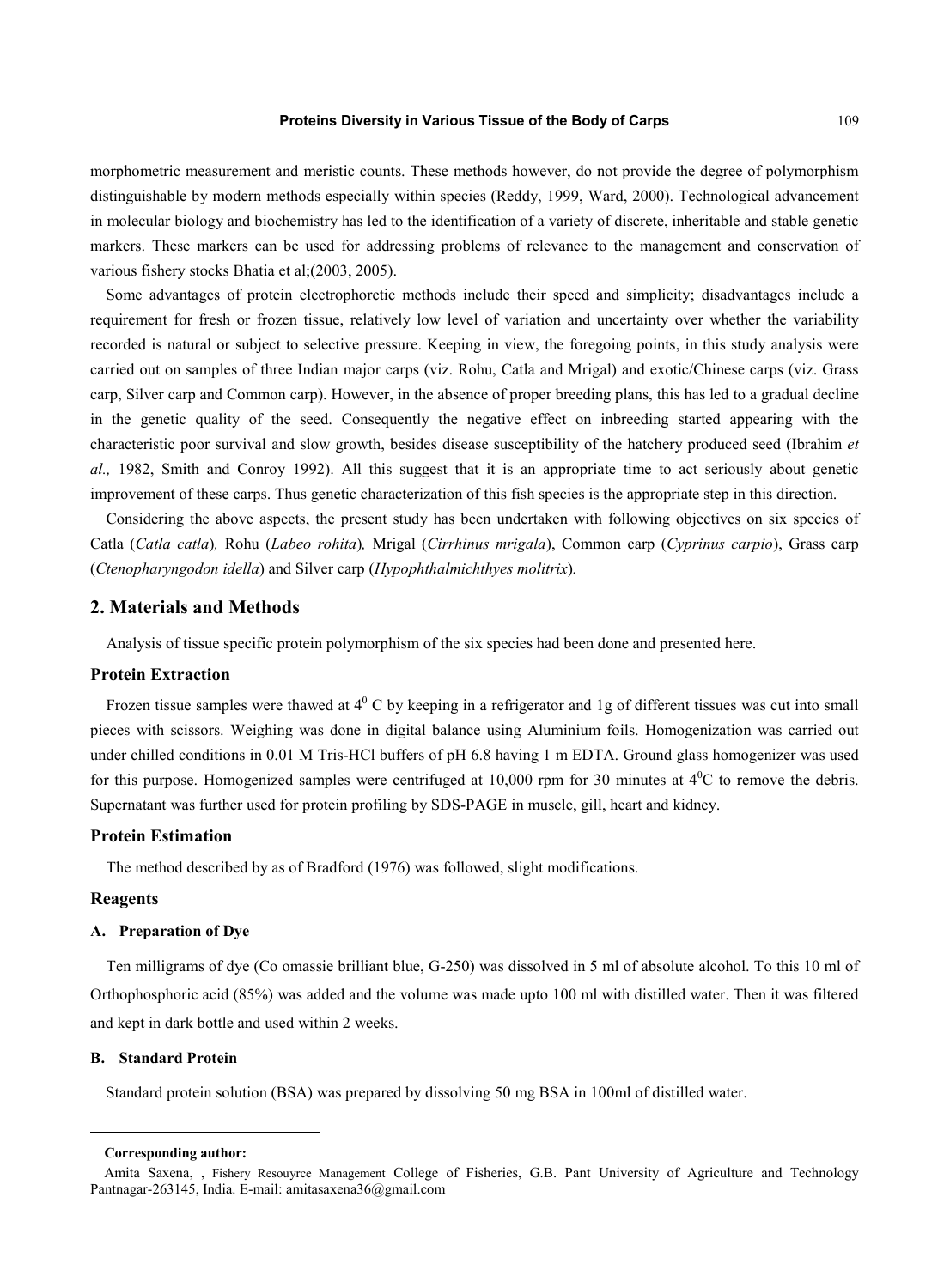morphometric measurement and meristic counts. These methods however, do not provide the degree of polymorphism distinguishable by modern methods especially within species (Reddy, 1999, Ward, 2000). Technological advancement in molecular biology and biochemistry has led to the identification of a variety of discrete, inheritable and stable genetic markers. These markers can be used for addressing problems of relevance to the management and conservation of various fishery stocks Bhatia et al;(2003, 2005).

Some advantages of protein electrophoretic methods include their speed and simplicity; disadvantages include a requirement for fresh or frozen tissue, relatively low level of variation and uncertainty over whether the variability recorded is natural or subject to selective pressure. Keeping in view, the foregoing points, in this study analysis were carried out on samples of three Indian major carps (viz. Rohu, Catla and Mrigal) and exotic/Chinese carps (viz. Grass carp, Silver carp and Common carp). However, in the absence of proper breeding plans, this has led to a gradual decline in the genetic quality of the seed. Consequently the negative effect on inbreeding started appearing with the characteristic poor survival and slow growth, besides disease susceptibility of the hatchery produced seed (Ibrahim *et al.,* 1982, Smith and Conroy 1992). All this suggest that it is an appropriate time to act seriously about genetic improvement of these carps. Thus genetic characterization of this fish species is the appropriate step in this direction.

Considering the above aspects, the present study has been undertaken with following objectives on six species of Catla (*Catla catla*)*,* Rohu (*Labeo rohita*)*,* Mrigal (*Cirrhinus mrigala*), Common carp (*Cyprinus carpio*), Grass carp (*Ctenopharyngodon idella*) and Silver carp (*Hypophthalmichthyes molitrix*)*.*

## 2. Materials and Methods

Analysis of tissue specific protein polymorphism of the six species had been done and presented here.

### Protein Extraction

Frozen tissue samples were thawed at $4^0$ C by keeping in a refrigerator and 1g of different tissues was cut into small pieces with scissors. Weighing was done in digital balance using Aluminium foils. Homogenization was carried out under chilled conditions in 0.01 M Tris-HCl buffers of pH 6.8 having 1 m EDTA. Ground glass homogenizer was used for this purpose. Homogenized samples were centrifuged at 10,000 rpm for 30 minutes at $4^0$C to remove the debris. Supernatant was further used for protein profiling by SDS-PAGE in muscle, gill, heart and kidney.

### Protein Estimation

The method described by as of Bradford (1976) was followed, slight modifications.

### Reagents

#### A. Preparation of Dye

Ten milligrams of dye (Co omassie brilliant blue, G-250) was dissolved in 5 ml of absolute alcohol. To this 10 ml of Orthophosphoric acid (85%) was added and the volume was made upto 100 ml with distilled water. Then it was filtered and kept in dark bottle and used within 2 weeks.

#### B. Standard Protein

Standard protein solution (BSA) was prepared by dissolving 50 mg BSA in 100ml of distilled water.

---

**Corresponding author:**

Amita Saxena, , Fishery Resouyrce Management College of Fisheries, G.B. Pant University of Agriculture and Technology Pantnagar-263145, India. E-mail: amitasaxena36@gmail.com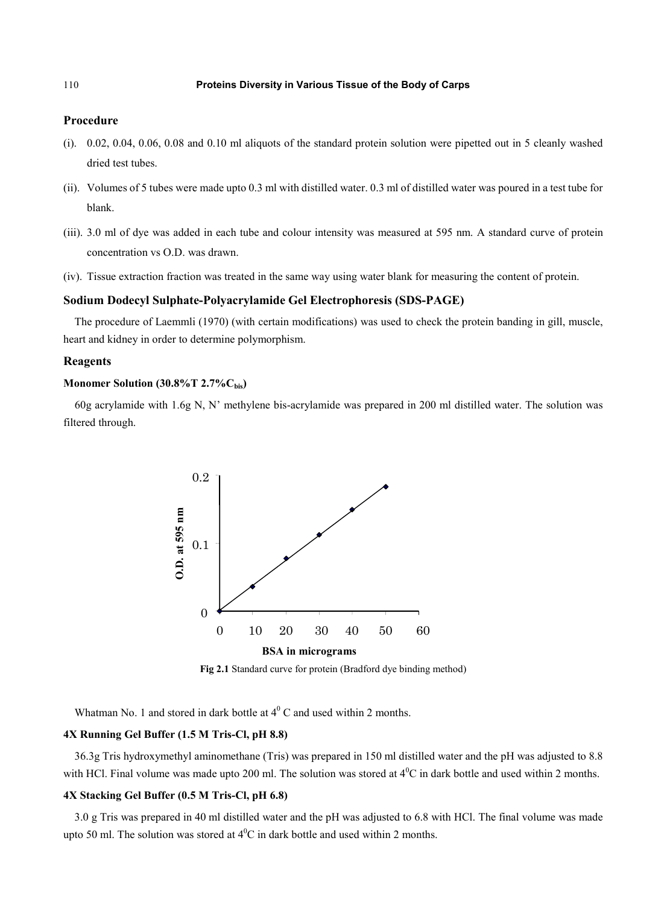## Procedure

(i). 0.02, 0.04, 0.06, 0.08 and 0.10 ml aliquots of the standard protein solution were pipetted out in 5 cleanly washed dried test tubes.

(ii). Volumes of 5 tubes were made upto 0.3 ml with distilled water. 0.3 ml of distilled water was poured in a test tube for blank.

(iii). 3.0 ml of dye was added in each tube and colour intensity was measured at 595 nm. A standard curve of protein concentration vs O.D. was drawn.

(iv). Tissue extraction fraction was treated in the same way using water blank for measuring the content of protein.

## Sodium Dodecyl Sulphate-Polyacrylamide Gel Electrophoresis (SDS-PAGE)

The procedure of Laemmli (1970) (with certain modifications) was used to check the protein banding in gill, muscle, heart and kidney in order to determine polymorphism.

## Reagents

### Monomer Solution (30.8%T 2.7%$C_{bis}$)

60g acrylamide with 1.6g N, N' methylene bis-acrylamide was prepared in 200 ml distilled water. The solution was filtered through Whatman No. 1 and stored in dark bottle at $4^0$ C and used within 2 months.

**Fig 2.1** Standard curve for protein (Bradford dye binding method)

### 4X Running Gel Buffer (1.5 M Tris-Cl, pH 8.8)

36.3g Tris hydroxymethyl aminomethane (Tris) was prepared in 150 ml distilled water and the pH was adjusted to 8.8 with HCl. Final volume was made upto 200 ml. The solution was stored at $4^0$C in dark bottle and used within 2 months.

### 4X Stacking Gel Buffer (0.5 M Tris-Cl, pH 6.8)

3.0 g Tris was prepared in 40 ml distilled water and the pH was adjusted to 6.8 with HCl. The final volume was made upto 50 ml. The solution was stored at $4^0$C in dark bottle and used within 2 months.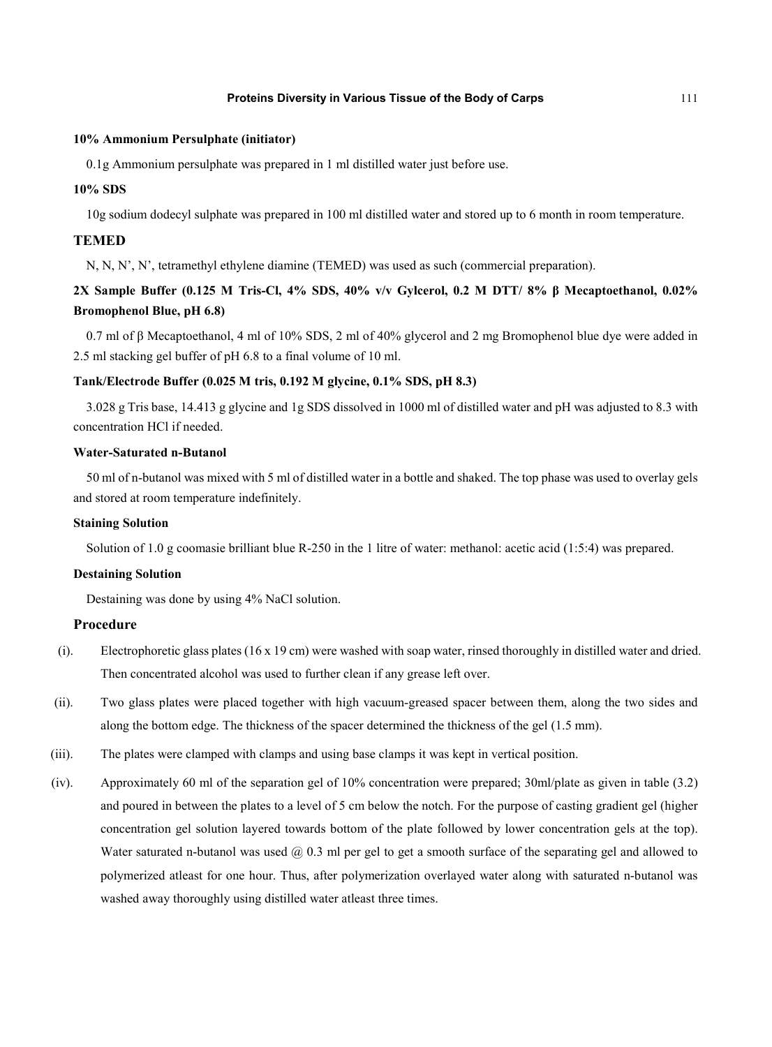#### 10% Ammonium Persulphate (initiator)

0.1g Ammonium persulphate was prepared in 1 ml distilled water just before use.

#### 10% SDS

10g sodium dodecyl sulphate was prepared in 100 ml distilled water and stored up to 6 month in room temperature.

### TEMED

N, N, N', N', tetramethyl ethylene diamine (TEMED) was used as such (commercial preparation).

#### 2X Sample Buffer (0.125 M Tris-Cl, 4% SDS, 40% v/v Gylcerol, 0.2 M DTT/ 8% β Mecaptoethanol, 0.02% Bromophenol Blue, pH 6.8)

0.7 ml of β Mecaptoethanol, 4 ml of 10% SDS, 2 ml of 40% glycerol and 2 mg Bromophenol blue dye were added in 2.5 ml stacking gel buffer of pH 6.8 to a final volume of 10 ml.

#### Tank/Electrode Buffer (0.025 M tris, 0.192 M glycine, 0.1% SDS, pH 8.3)

3.028 g Tris base, 14.413 g glycine and 1g SDS dissolved in 1000 ml of distilled water and pH was adjusted to 8.3 with concentration HCl if needed.

#### Water-Saturated n-Butanol

50 ml of n-butanol was mixed with 5 ml of distilled water in a bottle and shaked. The top phase was used to overlay gels and stored at room temperature indefinitely.

#### Staining Solution

Solution of 1.0 g coomasie brilliant blue R-250 in the 1 litre of water: methanol: acetic acid (1:5:4) was prepared.

#### Destaining Solution

Destaining was done by using 4% NaCl solution.

### Procedure

(i). Electrophoretic glass plates (16 x 19 cm) were washed with soap water, rinsed thoroughly in distilled water and dried. Then concentrated alcohol was used to further clean if any grease left over.

(ii). Two glass plates were placed together with high vacuum-greased spacer between them, along the two sides and along the bottom edge. The thickness of the spacer determined the thickness of the gel (1.5 mm).

(iii). The plates were clamped with clamps and using base clamps it was kept in vertical position.

(iv). Approximately 60 ml of the separation gel of 10% concentration were prepared; 30ml/plate as given in table (3.2) and poured in between the plates to a level of 5 cm below the notch. For the purpose of casting gradient gel (higher concentration gel solution layered towards bottom of the plate followed by lower concentration gels at the top). Water saturated n-butanol was used @ 0.3 ml per gel to get a smooth surface of the separating gel and allowed to polymerized atleast for one hour. Thus, after polymerization overlayed water along with saturated n-butanol was washed away thoroughly using distilled water atleast three times.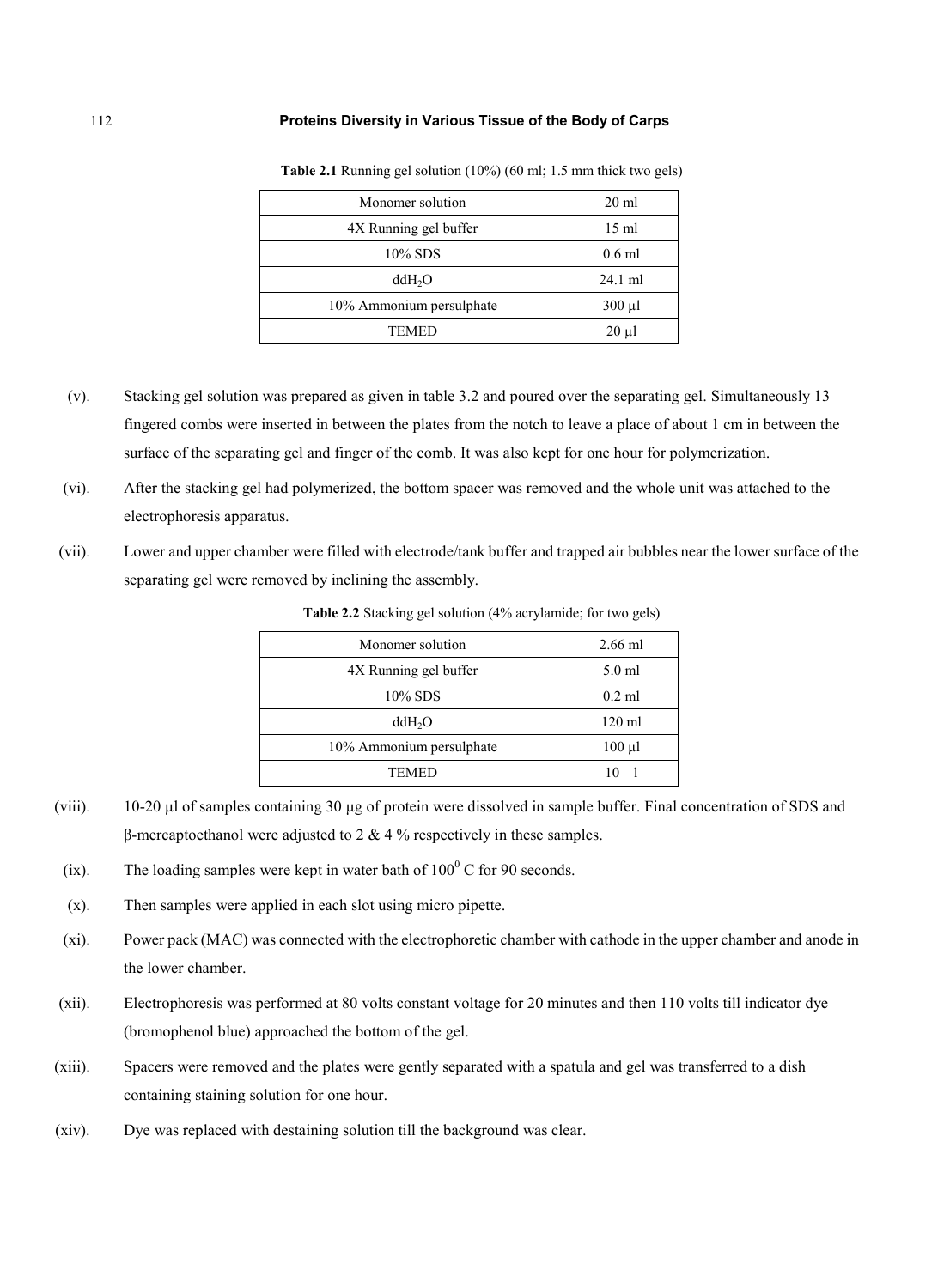**Table 2.1** Running gel solution (10%) (60 ml; 1.5 mm thick two gels)

| | |
|---|---|
| Monomer solution | 20 ml |
| 4X Running gel buffer | 15 ml |
| 10% SDS | 0.6 ml |
| $ddH_2O$ | 24.1 ml |
| 10% Ammonium persulphate | 300 µl |
| TEMED | 20 µl |

(v). Stacking gel solution was prepared as given in table 3.2 and poured over the separating gel. Simultaneously 13 fingered combs were inserted in between the plates from the notch to leave a place of about 1 cm in between the surface of the separating gel and finger of the comb. It was also kept for one hour for polymerization.

(vi). After the stacking gel had polymerized, the bottom spacer was removed and the whole unit was attached to the electrophoresis apparatus.

(vii). Lower and upper chamber were filled with electrode/tank buffer and trapped air bubbles near the lower surface of the separating gel were removed by inclining the assembly.

**Table 2.2** Stacking gel solution (4% acrylamide; for two gels)

| | |
|---|---|
| Monomer solution | 2.66 ml |
| 4X Running gel buffer | 5.0 ml |
| 10% SDS | 0.2 ml |
| $ddH_2O$ | 120 ml |
| 10% Ammonium persulphate | 100 µl |
| TEMED | 10 1 |

(viii). 10-20 µl of samples containing 30 µg of protein were dissolved in sample buffer. Final concentration of SDS and β-mercaptoethanol were adjusted to 2 & 4 % respectively in these samples.

(ix). The loading samples were kept in water bath of $100^0$ C for 90 seconds.

(x). Then samples were applied in each slot using micro pipette.

(xi). Power pack (MAC) was connected with the electrophoretic chamber with cathode in the upper chamber and anode in the lower chamber.

(xii). Electrophoresis was performed at 80 volts constant voltage for 20 minutes and then 110 volts till indicator dye (bromophenol blue) approached the bottom of the gel.

(xiii). Spacers were removed and the plates were gently separated with a spatula and gel was transferred to a dish containing staining solution for one hour.

(xiv). Dye was replaced with destaining solution till the background was clear.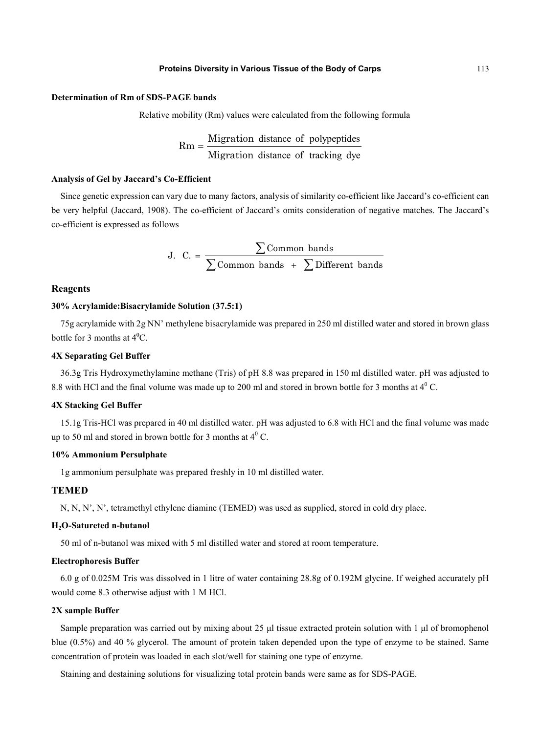#### Determination of Rm of SDS-PAGE bands

Relative mobility (Rm) values were calculated from the following formula

$$\text{Rm} = \frac{\text{Migration distance of polypeptides}}{\text{Migration distance of tracking dye}}$$

#### Analysis of Gel by Jaccard's Co-Efficient

Since genetic expression can vary due to many factors, analysis of similarity co-efficient like Jaccard's co-efficient can be very helpful (Jaccard, 1908). The co-efficient of Jaccard's omits consideration of negative matches. The Jaccard's co-efficient is expressed as follows

$$\text{J. C.} = \frac{\sum \text{Common bands}}{\sum \text{Common bands} + \sum \text{Different bands}}$$

### Reagents

#### 30% Acrylamide:Bisacrylamide Solution (37.5:1)

75g acrylamide with 2g NN' methylene bisacrylamide was prepared in 250 ml distilled water and stored in brown glass bottle for 3 months at $4^0$C.

#### 4X Separating Gel Buffer

36.3g Tris Hydroxymethylamine methane (Tris) of pH 8.8 was prepared in 150 ml distilled water. pH was adjusted to 8.8 with HCl and the final volume was made up to 200 ml and stored in brown bottle for 3 months at $4^0$ C.

#### 4X Stacking Gel Buffer

15.1g Tris-HCl was prepared in 40 ml distilled water. pH was adjusted to 6.8 with HCl and the final volume was made up to 50 ml and stored in brown bottle for 3 months at $4^0$ C.

#### 10% Ammonium Persulphate

1g ammonium persulphate was prepared freshly in 10 ml distilled water.

### TEMED

N, N, N', N', tetramethyl ethylene diamine (TEMED) was used as supplied, stored in cold dry place.

#### $H_2O$-Satureted n-butanol

50 ml of n-butanol was mixed with 5 ml distilled water and stored at room temperature.

#### Electrophoresis Buffer

6.0 g of 0.025M Tris was dissolved in 1 litre of water containing 28.8g of 0.192M glycine. If weighed accurately pH would come 8.3 otherwise adjust with 1 M HCl.

#### 2X sample Buffer

Sample preparation was carried out by mixing about 25 µl tissue extracted protein solution with 1 µl of bromophenol blue (0.5%) and 40 % glycerol. The amount of protein taken depended upon the type of enzyme to be stained. Same concentration of protein was loaded in each slot/well for staining one type of enzyme.

Staining and destaining solutions for visualizing total protein bands were same as for SDS-PAGE.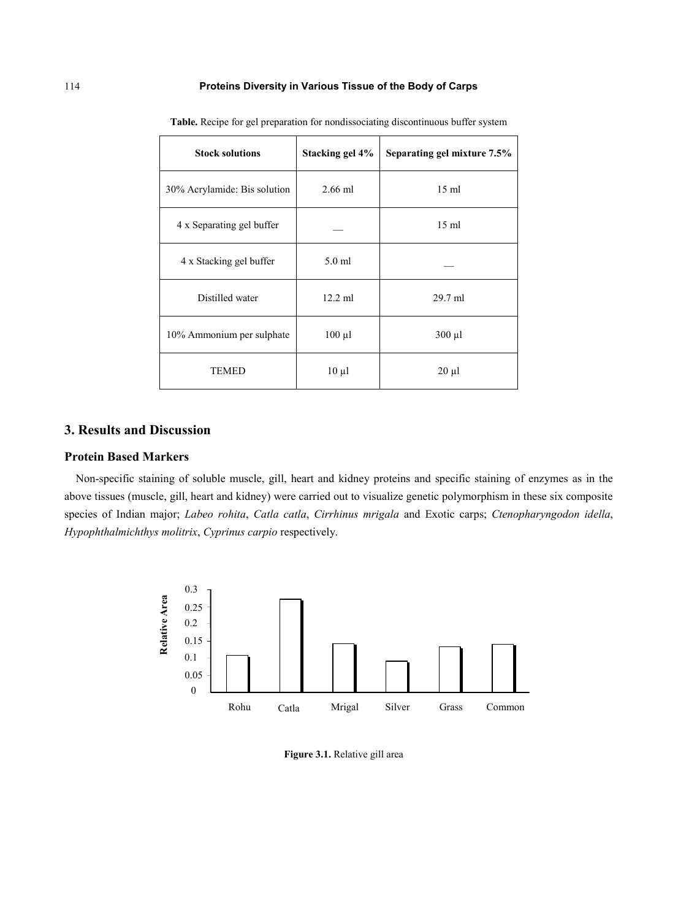**Table.** Recipe for gel preparation for nondissociating discontinuous buffer system

| Stock solutions | Stacking gel 4% | Separating gel mixture 7.5% |
|---|---|---|
| 30% Acrylamide: Bis solution | 2.66 ml | 15 ml |
| 4 x Separating gel buffer | __ | 15 ml |
| 4 x Stacking gel buffer | 5.0 ml | __ |
| Distilled water | 12.2 ml | 29.7 ml |
| 10% Ammonium per sulphate | 100 µl | 300 µl |
| TEMED | 10 µl | 20 µl |

## 3. Results and Discussion

### Protein Based Markers

Non-specific staining of soluble muscle, gill, heart and kidney proteins and specific staining of enzymes as in the above tissues (muscle, gill, heart and kidney) were carried out to visualize genetic polymorphism in these six composite species of Indian major; *Labeo rohita*, *Catla catla*, *Cirrhinus mrigala* and Exotic carps; *Ctenopharyngodon idella*, *Hypophthalmichthys molitrix*, *Cyprinus carpio* respectively.

**Figure 3.1.** Relative gill area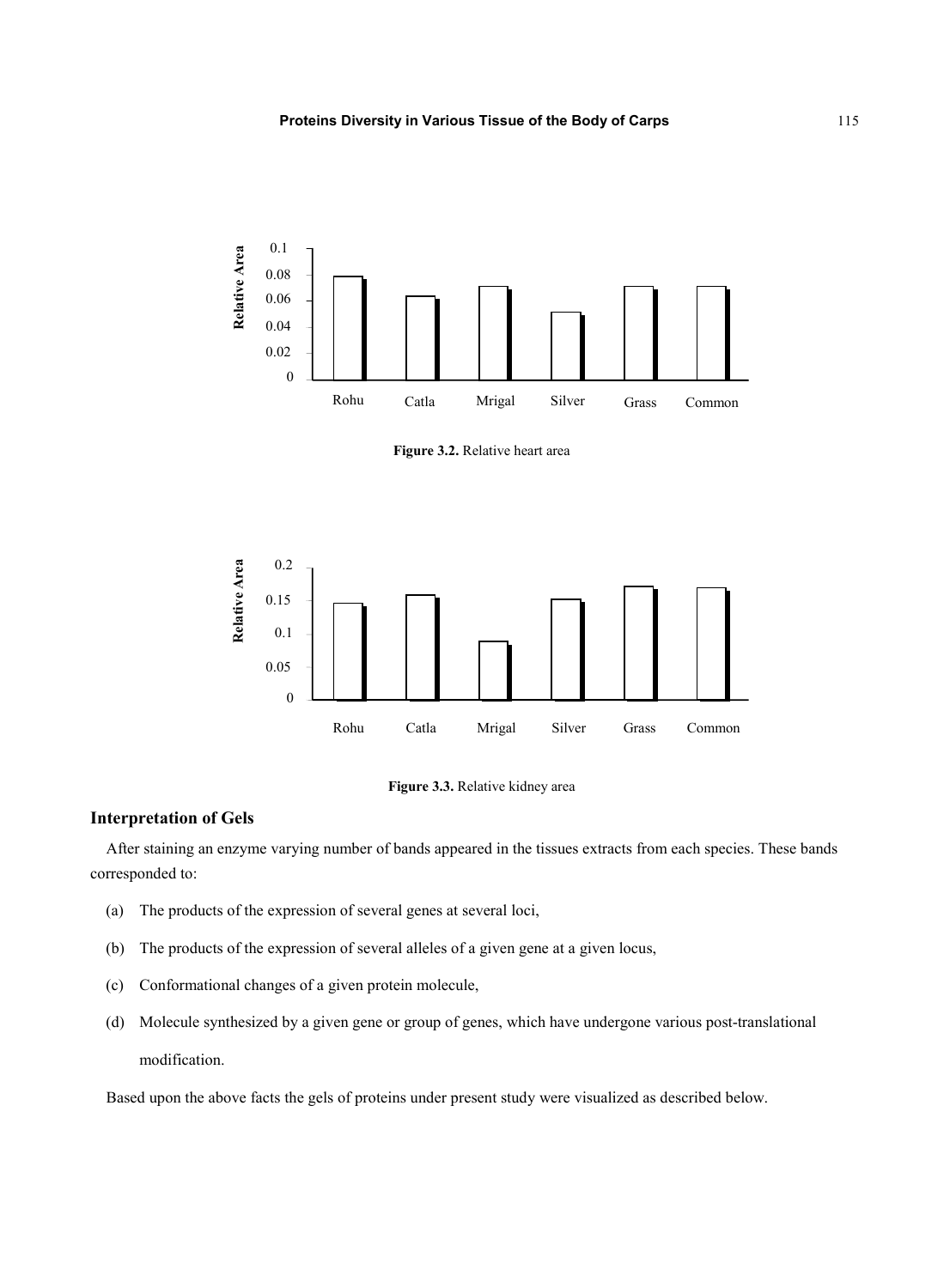Figure 3.2. Relative heart area

Figure 3.3. Relative kidney area

## Interpretation of Gels

After staining an enzyme varying number of bands appeared in the tissues extracts from each species. These bands corresponded to:

(a) The products of the expression of several genes at several loci,

(b) The products of the expression of several alleles of a given gene at a given locus,

(c) Conformational changes of a given protein molecule,

(d) Molecule synthesized by a given gene or group of genes, which have undergone various post-translational modification.

Based upon the above facts the gels of proteins under present study were visualized as described below.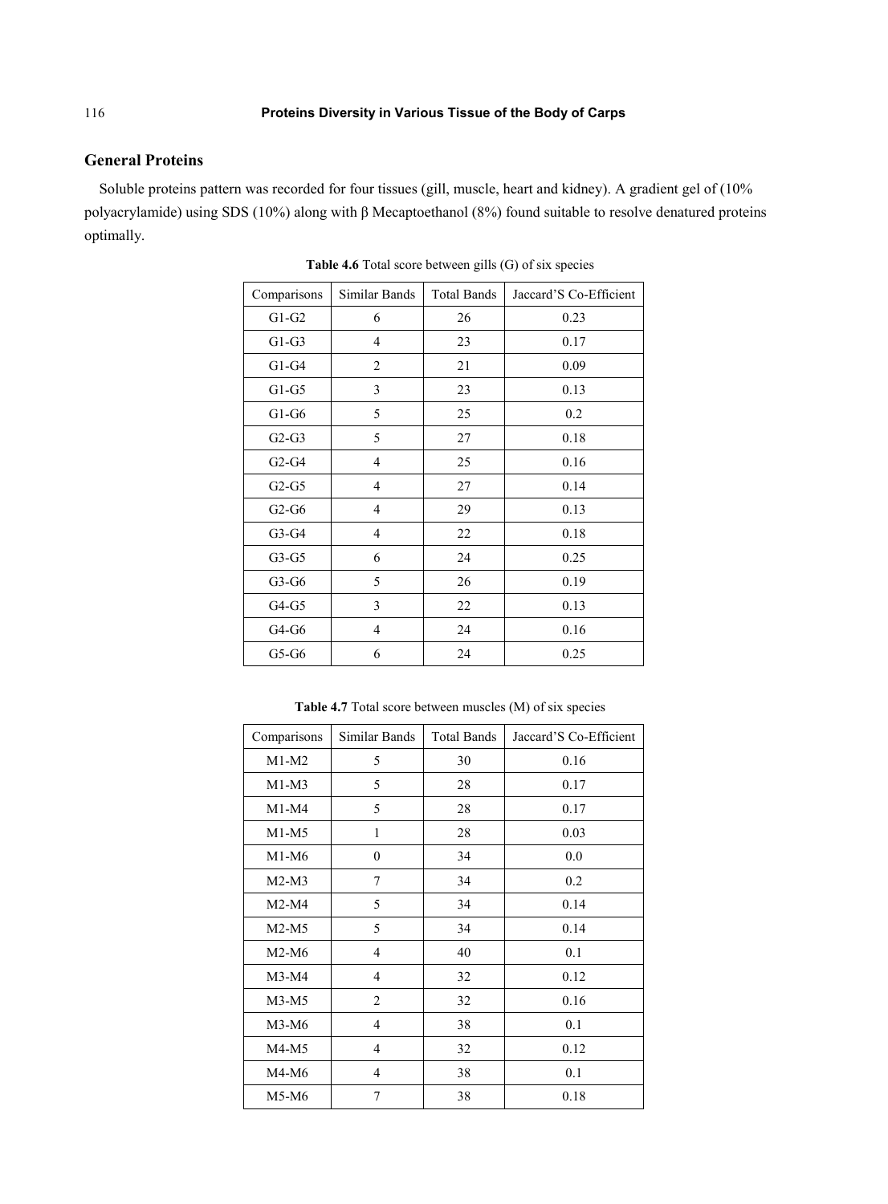## General Proteins

Soluble proteins pattern was recorded for four tissues (gill, muscle, heart and kidney). A gradient gel of (10% polyacrylamide) using SDS (10%) along with β Mecaptoethanol (8%) found suitable to resolve denatured proteins optimally.

**Table 4.6** Total score between gills (G) of six species

| Comparisons | Similar Bands | Total Bands | Jaccard'S Co-Efficient |
|---|---|---|---|
| G1-G2 | 6 | 26 | 0.23 |
| G1-G3 | 4 | 23 | 0.17 |
| G1-G4 | 2 | 21 | 0.09 |
| G1-G5 | 3 | 23 | 0.13 |
| G1-G6 | 5 | 25 | 0.2 |
| G2-G3 | 5 | 27 | 0.18 |
| G2-G4 | 4 | 25 | 0.16 |
| G2-G5 | 4 | 27 | 0.14 |
| G2-G6 | 4 | 29 | 0.13 |
| G3-G4 | 4 | 22 | 0.18 |
| G3-G5 | 6 | 24 | 0.25 |
| G3-G6 | 5 | 26 | 0.19 |
| G4-G5 | 3 | 22 | 0.13 |
| G4-G6 | 4 | 24 | 0.16 |
| G5-G6 | 6 | 24 | 0.25 |

**Table 4.7** Total score between muscles (M) of six species

| Comparisons | Similar Bands | Total Bands | Jaccard'S Co-Efficient |
|---|---|---|---|
| M1-M2 | 5 | 30 | 0.16 |
| M1-M3 | 5 | 28 | 0.17 |
| M1-M4 | 5 | 28 | 0.17 |
| M1-M5 | 1 | 28 | 0.03 |
| M1-M6 | 0 | 34 | 0.0 |
| M2-M3 | 7 | 34 | 0.2 |
| M2-M4 | 5 | 34 | 0.14 |
| M2-M5 | 5 | 34 | 0.14 |
| M2-M6 | 4 | 40 | 0.1 |
| M3-M4 | 4 | 32 | 0.12 |
| M3-M5 | 2 | 32 | 0.16 |
| M3-M6 | 4 | 38 | 0.1 |
| M4-M5 | 4 | 32 | 0.12 |
| M4-M6 | 4 | 38 | 0.1 |
| M5-M6 | 7 | 38 | 0.18 |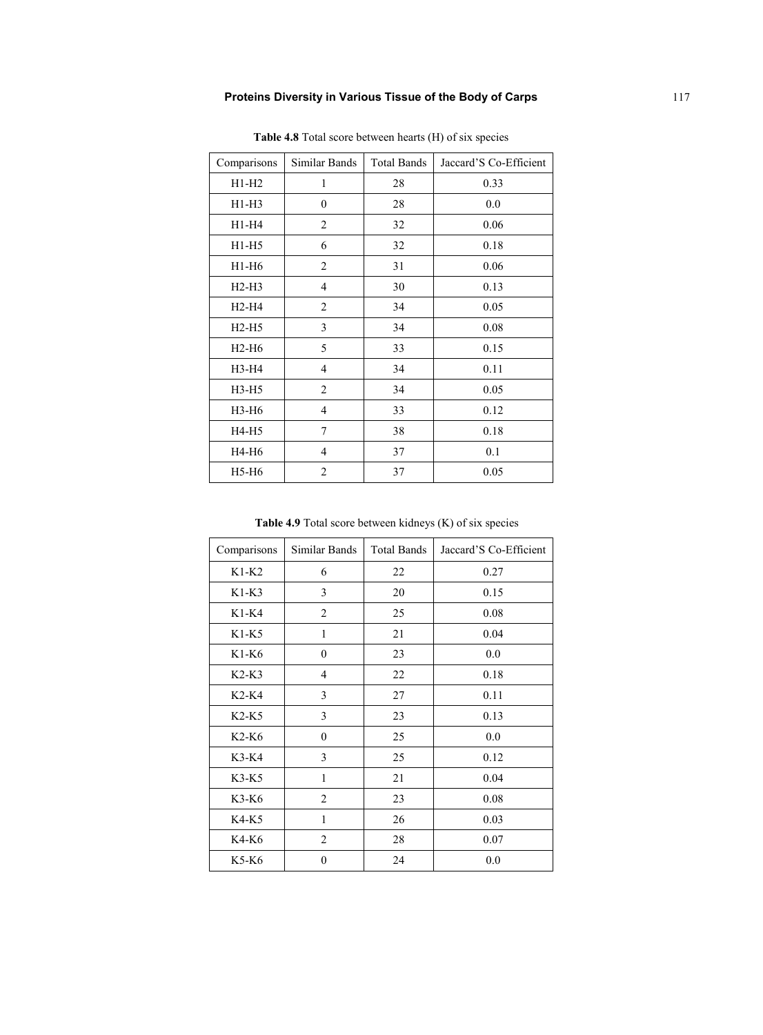**Table 4.8** Total score between hearts (H) of six species

| Comparisons | Similar Bands | Total Bands | Jaccard'S Co-Efficient |
|---|---|---|---|
| H1-H2 | 1 | 28 | 0.33 |
| H1-H3 | 0 | 28 | 0.0 |
| H1-H4 | 2 | 32 | 0.06 |
| H1-H5 | 6 | 32 | 0.18 |
| H1-H6 | 2 | 31 | 0.06 |
| H2-H3 | 4 | 30 | 0.13 |
| H2-H4 | 2 | 34 | 0.05 |
| H2-H5 | 3 | 34 | 0.08 |
| H2-H6 | 5 | 33 | 0.15 |
| H3-H4 | 4 | 34 | 0.11 |
| H3-H5 | 2 | 34 | 0.05 |
| H3-H6 | 4 | 33 | 0.12 |
| H4-H5 | 7 | 38 | 0.18 |
| H4-H6 | 4 | 37 | 0.1 |
| H5-H6 | 2 | 37 | 0.05 |

**Table 4.9** Total score between kidneys (K) of six species

| Comparisons | Similar Bands | Total Bands | Jaccard'S Co-Efficient |
|---|---|---|---|
| K1-K2 | 6 | 22 | 0.27 |
| K1-K3 | 3 | 20 | 0.15 |
| K1-K4 | 2 | 25 | 0.08 |
| K1-K5 | 1 | 21 | 0.04 |
| K1-K6 | 0 | 23 | 0.0 |
| K2-K3 | 4 | 22 | 0.18 |
| K2-K4 | 3 | 27 | 0.11 |
| K2-K5 | 3 | 23 | 0.13 |
| K2-K6 | 0 | 25 | 0.0 |
| K3-K4 | 3 | 25 | 0.12 |
| K3-K5 | 1 | 21 | 0.04 |
| K3-K6 | 2 | 23 | 0.08 |
| K4-K5 | 1 | 26 | 0.03 |
| K4-K6 | 2 | 28 | 0.07 |
| K5-K6 | 0 | 24 | 0.0 |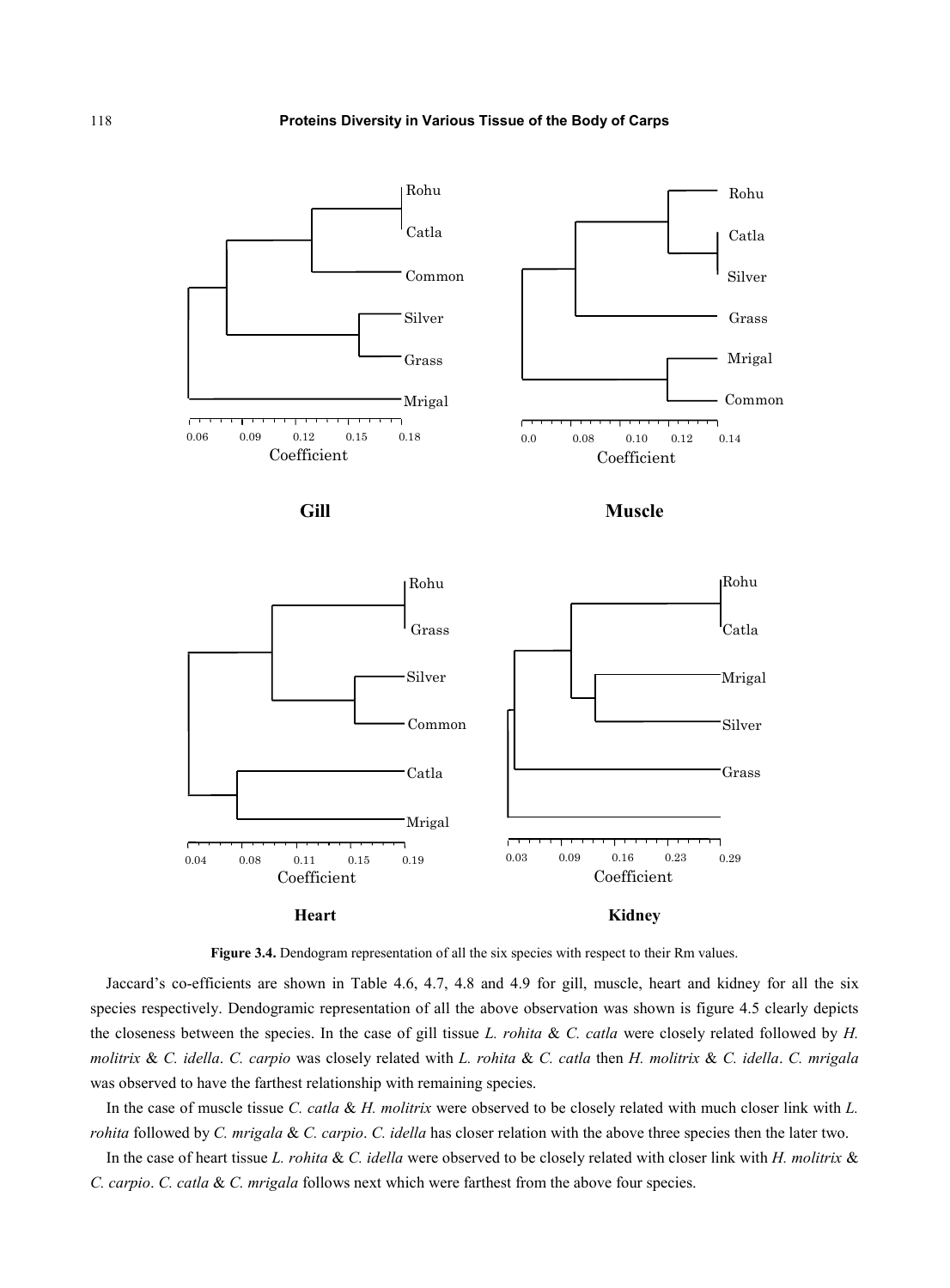Gill

Muscle

Heart

Kidney

**Figure 3.4.** Dendogram representation of all the six species with respect to their Rm values.

Jaccard's co-efficients are shown in Table 4.6, 4.7, 4.8 and 4.9 for gill, muscle, heart and kidney for all the six species respectively. Dendogramic representation of all the above observation was shown is figure 4.5 clearly depicts the closeness between the species. In the case of gill tissue *L. rohita* & *C. catla* were closely related followed by *H. molitrix* & *C. idella*. *C. carpio* was closely related with *L. rohita* & *C. catla* then *H. molitrix* & *C. idella*. *C. mrigala* was observed to have the farthest relationship with remaining species.

In the case of muscle tissue *C. catla* & *H. molitrix* were observed to be closely related with much closer link with *L. rohita* followed by *C. mrigala* & *C. carpio*. *C. idella* has closer relation with the above three species then the later two.

In the case of heart tissue *L. rohita* & *C. idella* were observed to be closely related with closer link with *H. molitrix* & *C. carpio*. *C. catla* & *C. mrigala* follows next which were farthest from the above four species.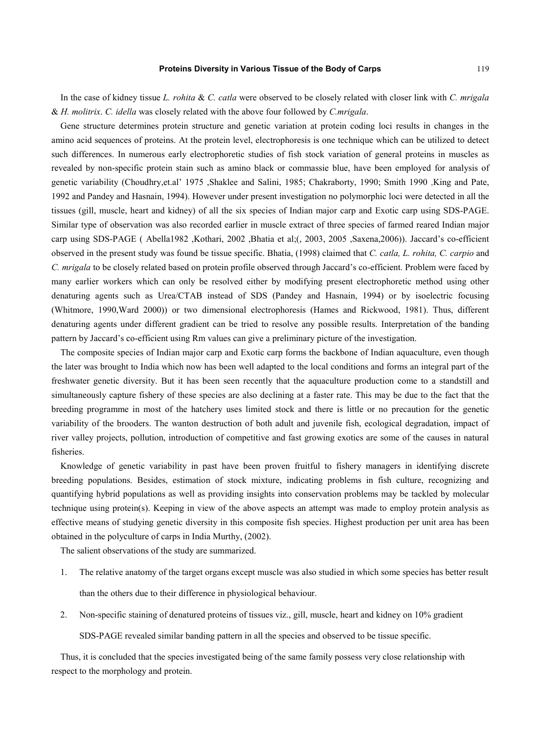In the case of kidney tissue *L. rohita* & *C. catla* were observed to be closely related with closer link with *C. mrigala* & *H. molitrix*. *C. idella* was closely related with the above four followed by *C.mrigala*.

Gene structure determines protein structure and genetic variation at protein coding loci results in changes in the amino acid sequences of proteins. At the protein level, electrophoresis is one technique which can be utilized to detect such differences. In numerous early electrophoretic studies of fish stock variation of general proteins in muscles as revealed by non-specific protein stain such as amino black or commassie blue, have been employed for analysis of genetic variability (Choudhry,et.al' 1975 ,Shaklee and Salini, 1985; Chakraborty, 1990; Smith 1990 ,King and Pate, 1992 and Pandey and Hasnain, 1994). However under present investigation no polymorphic loci were detected in all the tissues (gill, muscle, heart and kidney) of all the six species of Indian major carp and Exotic carp using SDS-PAGE. Similar type of observation was also recorded earlier in muscle extract of three species of farmed reared Indian major carp using SDS-PAGE ( Abella1982 ,Kothari, 2002 ,Bhatia et al;(, 2003, 2005 ,Saxena,2006)). Jaccard's co-efficient observed in the present study was found be tissue specific. Bhatia, (1998) claimed that *C. catla, L. rohita, C. carpio* and *C. mrigala* to be closely related based on protein profile observed through Jaccard's co-efficient. Problem were faced by many earlier workers which can only be resolved either by modifying present electrophoretic method using other denaturing agents such as Urea/CTAB instead of SDS (Pandey and Hasnain, 1994) or by isoelectric focusing (Whitmore, 1990,Ward 2000)) or two dimensional electrophoresis (Hames and Rickwood, 1981). Thus, different denaturing agents under different gradient can be tried to resolve any possible results. Interpretation of the banding pattern by Jaccard's co-efficient using Rm values can give a preliminary picture of the investigation.

The composite species of Indian major carp and Exotic carp forms the backbone of Indian aquaculture, even though the later was brought to India which now has been well adapted to the local conditions and forms an integral part of the freshwater genetic diversity. But it has been seen recently that the aquaculture production come to a standstill and simultaneously capture fishery of these species are also declining at a faster rate. This may be due to the fact that the breeding programme in most of the hatchery uses limited stock and there is little or no precaution for the genetic variability of the brooders. The wanton destruction of both adult and juvenile fish, ecological degradation, impact of river valley projects, pollution, introduction of competitive and fast growing exotics are some of the causes in natural fisheries.

Knowledge of genetic variability in past have been proven fruitful to fishery managers in identifying discrete breeding populations. Besides, estimation of stock mixture, indicating problems in fish culture, recognizing and quantifying hybrid populations as well as providing insights into conservation problems may be tackled by molecular technique using protein(s). Keeping in view of the above aspects an attempt was made to employ protein analysis as effective means of studying genetic diversity in this composite fish species. Highest production per unit area has been obtained in the polyculture of carps in India Murthy, (2002).

The salient observations of the study are summarized.

1. The relative anatomy of the target organs except muscle was also studied in which some species has better result than the others due to their difference in physiological behaviour.
2. Non-specific staining of denatured proteins of tissues viz., gill, muscle, heart and kidney on 10% gradient SDS-PAGE revealed similar banding pattern in all the species and observed to be tissue specific.

Thus, it is concluded that the species investigated being of the same family possess very close relationship with respect to the morphology and protein.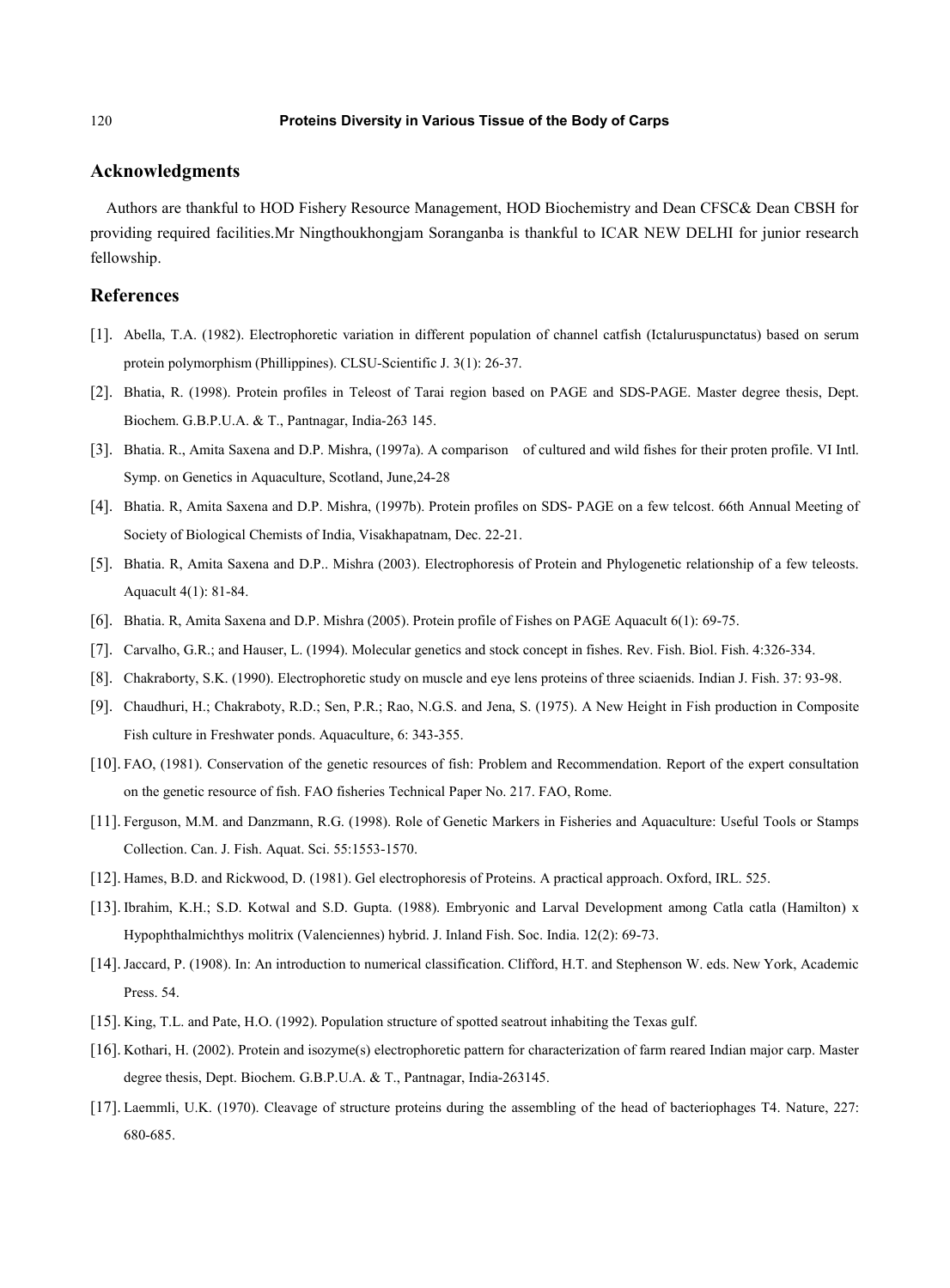## Acknowledgments

Authors are thankful to HOD Fishery Resource Management, HOD Biochemistry and Dean CFSC& Dean CBSH for providing required facilities.Mr Ningthoukhongjam Soranganba is thankful to ICAR NEW DELHI for junior research fellowship.

## References

[1]. Abella, T.A. (1982). Electrophoretic variation in different population of channel catfish (Ictaluruspunctatus) based on serum protein polymorphism (Phillippines). CLSU-Scientific J. 3(1): 26-37.

[2]. Bhatia, R. (1998). Protein profiles in Teleost of Tarai region based on PAGE and SDS-PAGE. Master degree thesis, Dept. Biochem. G.B.P.U.A. & T., Pantnagar, India-263 145.

[3]. Bhatia. R., Amita Saxena and D.P. Mishra, (1997a). A comparison of cultured and wild fishes for their proten profile. VI Intl. Symp. on Genetics in Aquaculture, Scotland, June,24-28

[4]. Bhatia. R, Amita Saxena and D.P. Mishra, (1997b). Protein profiles on SDS- PAGE on a few telcost. 66th Annual Meeting of Society of Biological Chemists of India, Visakhapatnam, Dec. 22-21.

[5]. Bhatia. R, Amita Saxena and D.P.. Mishra (2003). Electrophoresis of Protein and Phylogenetic relationship of a few teleosts. Aquacult 4(1): 81-84.

[6]. Bhatia. R, Amita Saxena and D.P. Mishra (2005). Protein profile of Fishes on PAGE Aquacult 6(1): 69-75.

[7]. Carvalho, G.R.; and Hauser, L. (1994). Molecular genetics and stock concept in fishes. Rev. Fish. Biol. Fish. 4:326-334.

[8]. Chakraborty, S.K. (1990). Electrophoretic study on muscle and eye lens proteins of three sciaenids. Indian J. Fish. 37: 93-98.

[9]. Chaudhuri, H.; Chakraboty, R.D.; Sen, P.R.; Rao, N.G.S. and Jena, S. (1975). A New Height in Fish production in Composite Fish culture in Freshwater ponds. Aquaculture, 6: 343-355.

[10]. FAO, (1981). Conservation of the genetic resources of fish: Problem and Recommendation. Report of the expert consultation on the genetic resource of fish. FAO fisheries Technical Paper No. 217. FAO, Rome.

[11]. Ferguson, M.M. and Danzmann, R.G. (1998). Role of Genetic Markers in Fisheries and Aquaculture: Useful Tools or Stamps Collection. Can. J. Fish. Aquat. Sci. 55:1553-1570.

[12]. Hames, B.D. and Rickwood, D. (1981). Gel electrophoresis of Proteins. A practical approach. Oxford, IRL. 525.

[13]. Ibrahim, K.H.; S.D. Kotwal and S.D. Gupta. (1988). Embryonic and Larval Development among Catla catla (Hamilton) x Hypophthalmichthys molitrix (Valenciennes) hybrid. J. Inland Fish. Soc. India. 12(2): 69-73.

[14]. Jaccard, P. (1908). In: An introduction to numerical classification. Clifford, H.T. and Stephenson W. eds. New York, Academic Press. 54.

[15]. King, T.L. and Pate, H.O. (1992). Population structure of spotted seatrout inhabiting the Texas gulf.

[16]. Kothari, H. (2002). Protein and isozyme(s) electrophoretic pattern for characterization of farm reared Indian major carp. Master degree thesis, Dept. Biochem. G.B.P.U.A. & T., Pantnagar, India-263145.

[17]. Laemmli, U.K. (1970). Cleavage of structure proteins during the assembling of the head of bacteriophages T4. Nature, 227: 680-685.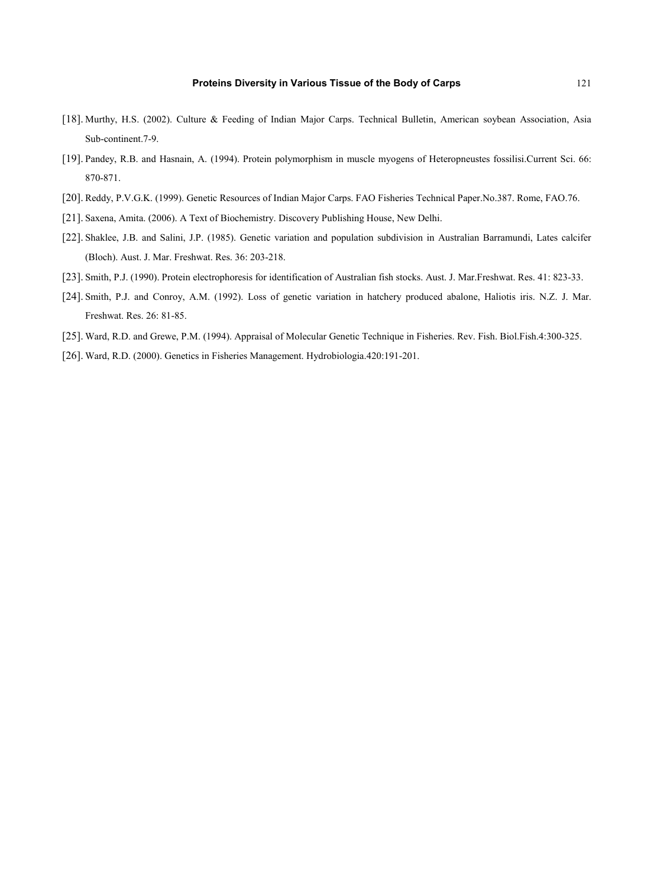[18]. Murthy, H.S. (2002). Culture & Feeding of Indian Major Carps. Technical Bulletin, American soybean Association, Asia Sub-continent.7-9.

[19]. Pandey, R.B. and Hasnain, A. (1994). Protein polymorphism in muscle myogens of Heteropneustes fossilisi.Current Sci. 66: 870-871.

[20]. Reddy, P.V.G.K. (1999). Genetic Resources of Indian Major Carps. FAO Fisheries Technical Paper.No.387. Rome, FAO.76.

[21]. Saxena, Amita. (2006). A Text of Biochemistry. Discovery Publishing House, New Delhi.

[22]. Shaklee, J.B. and Salini, J.P. (1985). Genetic variation and population subdivision in Australian Barramundi, Lates calcifer (Bloch). Aust. J. Mar. Freshwat. Res. 36: 203-218.

[23]. Smith, P.J. (1990). Protein electrophoresis for identification of Australian fish stocks. Aust. J. Mar.Freshwat. Res. 41: 823-33.

[24]. Smith, P.J. and Conroy, A.M. (1992). Loss of genetic variation in hatchery produced abalone, Haliotis iris. N.Z. J. Mar. Freshwat. Res. 26: 81-85.

[25]. Ward, R.D. and Grewe, P.M. (1994). Appraisal of Molecular Genetic Technique in Fisheries. Rev. Fish. Biol.Fish.4:300-325.

[26]. Ward, R.D. (2000). Genetics in Fisheries Management. Hydrobiologia.420:191-201.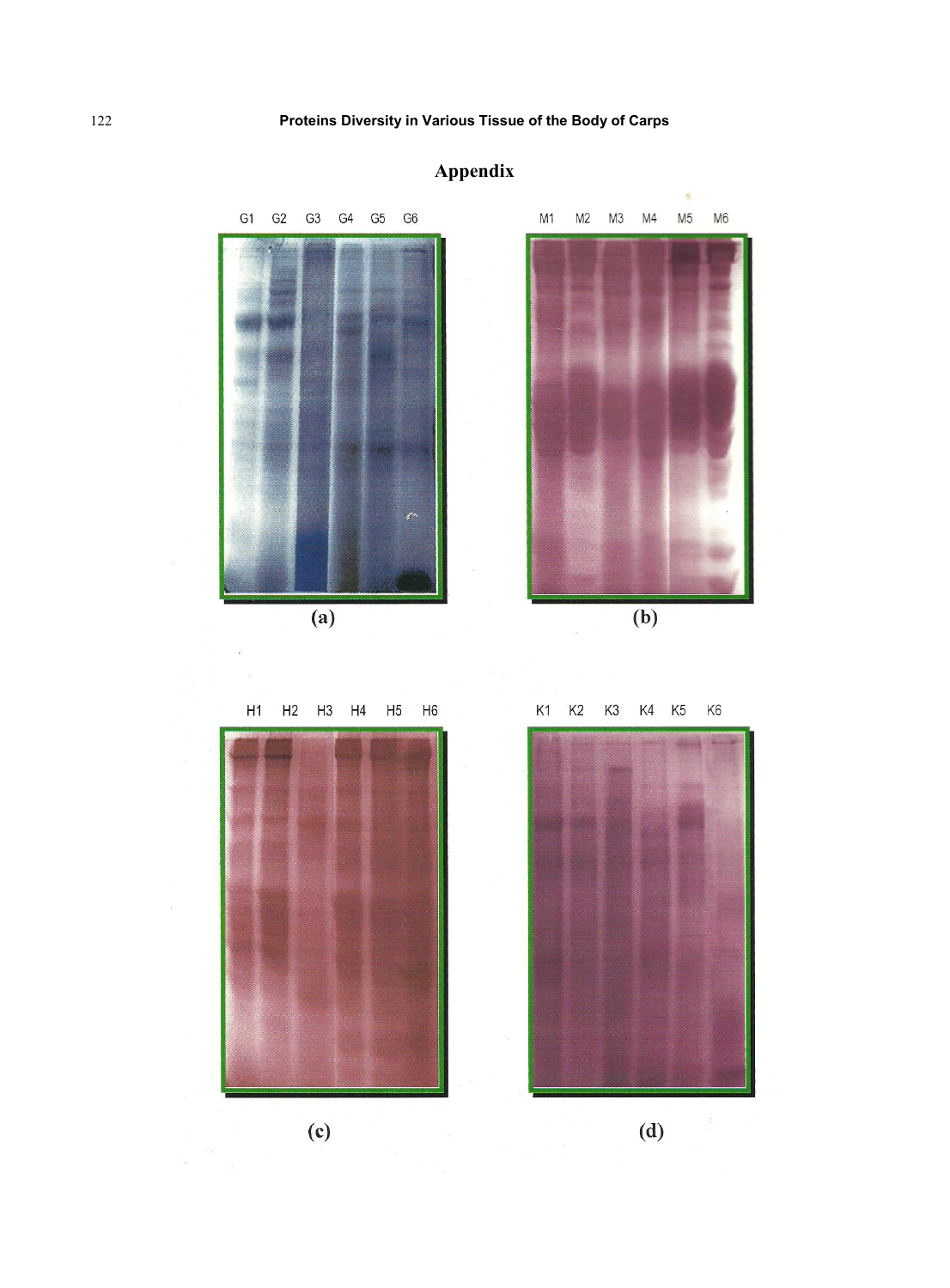# Appendix

G1 G2 G3 G4 G5 G6

(a)

M1 M2 M3 M4 M5 M6

(b)

H1 H2 H3 H4 H5 H6

(c)

K1 K2 K3 K4 K5 K6

(d)